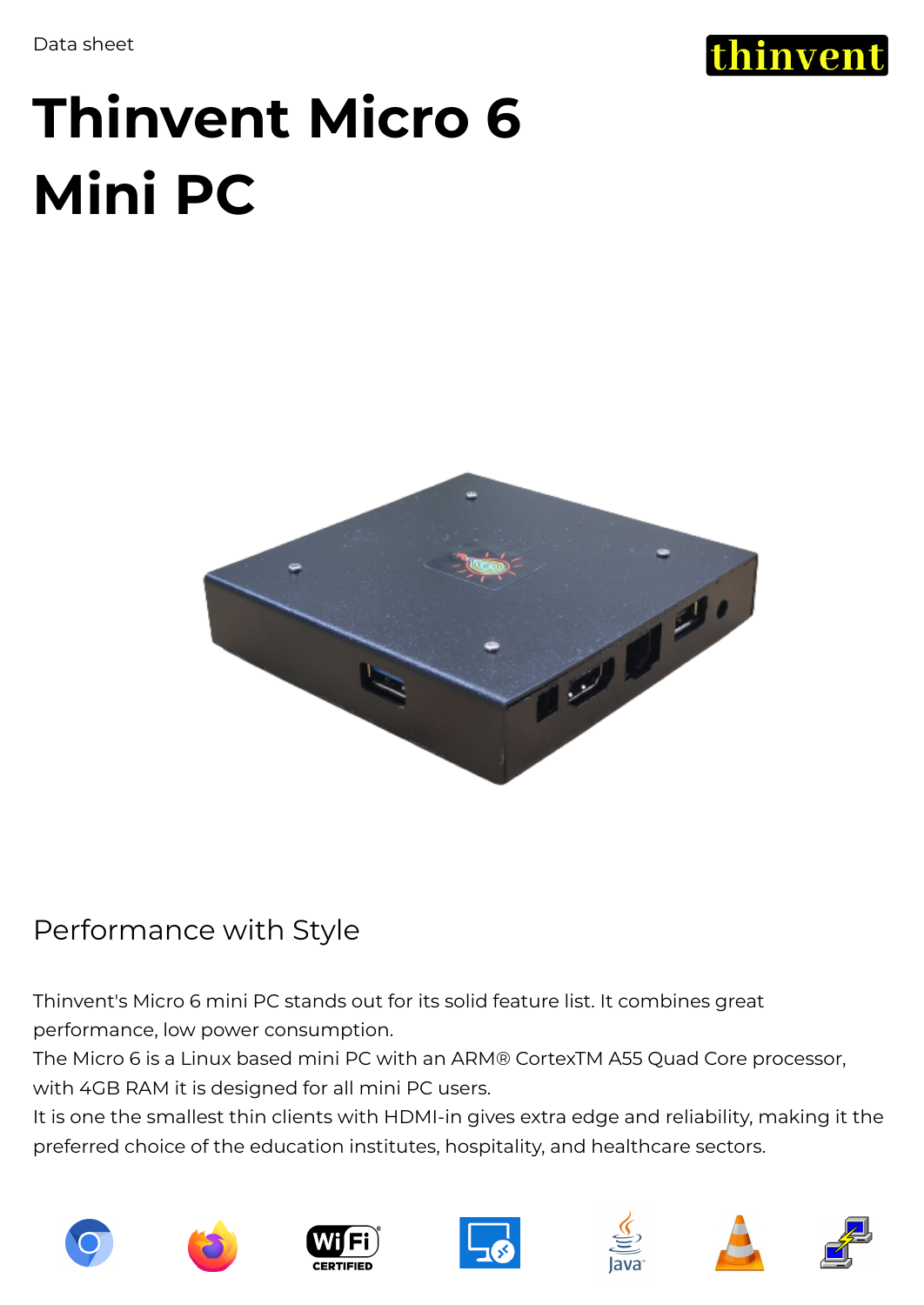Data sheet

thinvent

# Thinvent Micro 6 Mini PC

## Performance with Style

Thinvent's Micro 6 mini PC stands out for its solid feature list. It combines great performance, low power consumption.
The Micro 6 is a Linux based mini PC with an ARM® CortexTM A55 Quad Core processor, with 4GB RAM it is designed for all mini PC users.
It is one the smallest thin clients with HDMI-in gives extra edge and reliability, making it the preferred choice of the education institutes, hospitality, and healthcare sectors.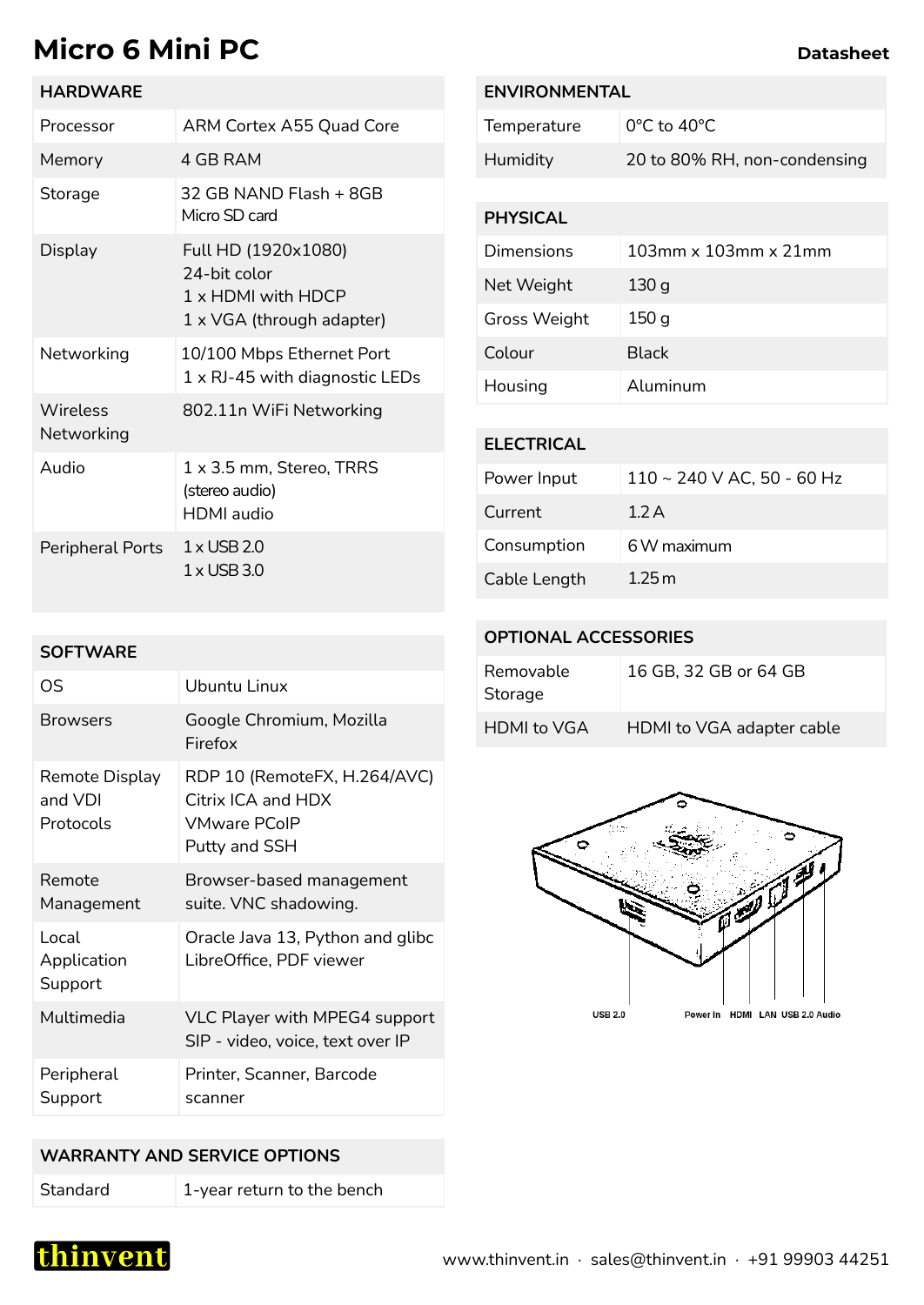# Micro 6 Mini PC

**Datasheet**

| HARDWARE | |
|---|---|
| Processor | ARM Cortex A55 Quad Core |
| Memory | 4 GB RAM |
| Storage | 32 GB NAND Flash + 8GB Micro SD card |
| Display | Full HD (1920x1080)<br>24-bit color<br>1 x HDMI with HDCP<br>1 x VGA (through adapter) |
| Networking | 10/100 Mbps Ethernet Port<br>1 x RJ-45 with diagnostic LEDs |
| Wireless Networking | 802.11n WiFi Networking |
| Audio | 1 x 3.5 mm, Stereo, TRRS (stereo audio)<br>HDMI audio |
| Peripheral Ports | 1 x USB 2.0<br>1 x USB 3.0 |

| SOFTWARE | |
|---|---|
| OS | Ubuntu Linux |
| Browsers | Google Chromium, Mozilla Firefox |
| Remote Display and VDI Protocols | RDP 10 (RemoteFX, H.264/AVC)<br>Citrix ICA and HDX<br>VMware PCoIP<br>Putty and SSH |
| Remote Management | Browser-based management suite. VNC shadowing. |
| Local Application Support | Oracle Java 13, Python and glibc<br>LibreOffice, PDF viewer |
| Multimedia | VLC Player with MPEG4 support<br>SIP - video, voice, text over IP |
| Peripheral Support | Printer, Scanner, Barcode scanner |

| WARRANTY AND SERVICE OPTIONS | |
|---|---|
| Standard | 1-year return to the bench |

| ENVIRONMENTAL | |
|---|---|
| Temperature | 0°C to 40°C |
| Humidity | 20 to 80% RH, non-condensing |

| PHYSICAL | |
|---|---|
| Dimensions | 103mm x 103mm x 21mm |
| Net Weight | 130 g |
| Gross Weight | 150 g |
| Colour | Black |
| Housing | Aluminum |

| ELECTRICAL | |
|---|---|
| Power Input | 110 ~ 240 V AC, 50 - 60 Hz |
| Current | 1.2 A |
| Consumption | 6 W maximum |
| Cable Length | 1.25 m |

| OPTIONAL ACCESSORIES | |
|---|---|
| Removable Storage | 16 GB, 32 GB or 64 GB |
| HDMI to VGA | HDMI to VGA adapter cable |

USB 2.0 Power In HDMI LAN USB 2.0 Audio

thinvent

www.thinvent.in · sales@thinvent.in · +91 99903 44251